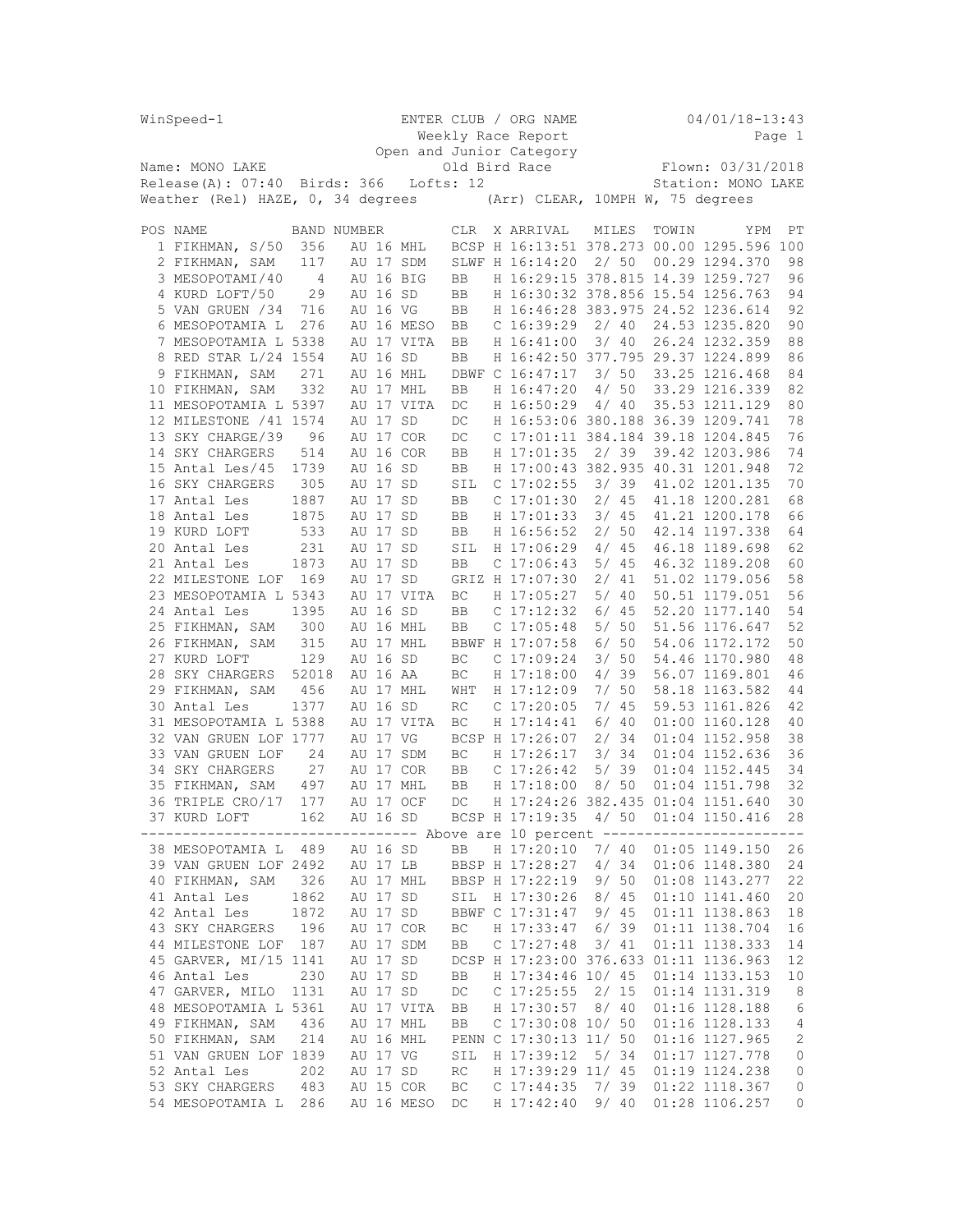WinSpeed-1 ENTER CLUB / ORG NAME 04/01/18-13:43

Weekly Race Report

Open and Junior Category

Old Bird Race

Name: MONO LAKE Flown: 03/31/2018

Release(A): 07:40 Birds: 366 Lofts: 12 Station: MONO LAKE

Weather (Rel) HAZE, 0, 34 degrees (Arr) CLEAR, 10MPH W, 75 degrees

| POS | NAME | BAND NUMBER | | | CLR | X | ARRIVAL | MILES | TOWIN | YPM | PT |
|---|---|---|---|---|---|---|---|---|---|---|---|
| 1 | FIKHMAN, S/50 | 356 | AU 16 | MHL | BCSP | H | 16:13:51 | 378.273 | 00.00 | 1295.596 | 100 |
| 2 | FIKHMAN, SAM | 117 | AU 17 | SDM | SLWF | H | 16:14:20 | 2/ 50 | 00.29 | 1294.370 | 98 |
| 3 | MESOPOTAMI/40 | 4 | AU 16 | BIG | BB | H | 16:29:15 | 378.815 | 14.39 | 1259.727 | 96 |
| 4 | KURD LOFT/50 | 29 | AU 16 | SD | BB | H | 16:30:32 | 378.856 | 15.54 | 1256.763 | 94 |
| 5 | VAN GRUEN /34 | 716 | AU 16 | VG | BB | H | 16:46:28 | 383.975 | 24.52 | 1236.614 | 92 |
| 6 | MESOPOTAMIA L | 276 | AU 16 | MESO | BB | C | 16:39:29 | 2/ 40 | 24.53 | 1235.820 | 90 |
| 7 | MESOPOTAMIA L | 5338 | AU 17 | VITA | BB | H | 16:41:00 | 3/ 40 | 26.24 | 1232.359 | 88 |
| 8 | RED STAR L/24 | 1554 | AU 16 | SD | BB | H | 16:42:50 | 377.795 | 29.37 | 1224.899 | 86 |
| 9 | FIKHMAN, SAM | 271 | AU 16 | MHL | DBWF | C | 16:47:17 | 3/ 50 | 33.25 | 1216.468 | 84 |
| 10 | FIKHMAN, SAM | 332 | AU 17 | MHL | BB | H | 16:47:20 | 4/ 50 | 33.29 | 1216.339 | 82 |
| 11 | MESOPOTAMIA L | 5397 | AU 17 | VITA | DC | H | 16:50:29 | 4/ 40 | 35.53 | 1211.129 | 80 |
| 12 | MILESTONE /41 | 1574 | AU 17 | SD | DC | H | 16:53:06 | 380.188 | 36.39 | 1209.741 | 78 |
| 13 | SKY CHARGE/39 | 96 | AU 17 | COR | DC | C | 17:01:11 | 384.184 | 39.18 | 1204.845 | 76 |
| 14 | SKY CHARGERS | 514 | AU 16 | COR | BB | H | 17:01:35 | 2/ 39 | 39.42 | 1203.986 | 74 |
| 15 | Antal Les/45 | 1739 | AU 16 | SD | BB | H | 17:00:43 | 382.935 | 40.31 | 1201.948 | 72 |
| 16 | SKY CHARGERS | 305 | AU 17 | SD | SIL | C | 17:02:55 | 3/ 39 | 41.02 | 1201.135 | 70 |
| 17 | Antal Les | 1887 | AU 17 | SD | BB | C | 17:01:30 | 2/ 45 | 41.18 | 1200.281 | 68 |
| 18 | Antal Les | 1875 | AU 17 | SD | BB | H | 17:01:33 | 3/ 45 | 41.21 | 1200.178 | 66 |
| 19 | KURD LOFT | 533 | AU 17 | SD | BB | H | 16:56:52 | 2/ 50 | 42.14 | 1197.338 | 64 |
| 20 | Antal Les | 231 | AU 17 | SD | SIL | H | 17:06:29 | 4/ 45 | 46.18 | 1189.698 | 62 |
| 21 | Antal Les | 1873 | AU 17 | SD | BB | C | 17:06:43 | 5/ 45 | 46.32 | 1189.208 | 60 |
| 22 | MILESTONE LOF | 169 | AU 17 | SD | GRIZ | H | 17:07:30 | 2/ 41 | 51.02 | 1179.056 | 58 |
| 23 | MESOPOTAMIA L | 5343 | AU 17 | VITA | BC | H | 17:05:27 | 5/ 40 | 50.51 | 1179.051 | 56 |
| 24 | Antal Les | 1395 | AU 16 | SD | BB | C | 17:12:32 | 6/ 45 | 52.20 | 1177.140 | 54 |
| 25 | FIKHMAN, SAM | 300 | AU 16 | MHL | BB | C | 17:05:48 | 5/ 50 | 51.56 | 1176.647 | 52 |
| 26 | FIKHMAN, SAM | 315 | AU 17 | MHL | BBWF | H | 17:07:58 | 6/ 50 | 54.06 | 1172.172 | 50 |
| 27 | KURD LOFT | 129 | AU 16 | SD | BC | C | 17:09:24 | 3/ 50 | 54.46 | 1170.980 | 48 |
| 28 | SKY CHARGERS | 52018 | AU 16 | AA | BC | H | 17:18:00 | 4/ 39 | 56.07 | 1169.801 | 46 |
| 29 | FIKHMAN, SAM | 456 | AU 17 | MHL | WHT | H | 17:12:09 | 7/ 50 | 58.18 | 1163.582 | 44 |
| 30 | Antal Les | 1377 | AU 16 | SD | RC | C | 17:20:05 | 7/ 45 | 59.53 | 1161.826 | 42 |
| 31 | MESOPOTAMIA L | 5388 | AU 17 | VITA | BC | H | 17:14:41 | 6/ 40 | 01:00 | 1160.128 | 40 |
| 32 | VAN GRUEN LOF | 1777 | AU 17 | VG | BCSP | H | 17:26:07 | 2/ 34 | 01:04 | 1152.958 | 38 |
| 33 | VAN GRUEN LOF | 24 | AU 17 | SDM | BC | H | 17:26:17 | 3/ 34 | 01:04 | 1152.636 | 36 |
| 34 | SKY CHARGERS | 27 | AU 17 | COR | BB | C | 17:26:42 | 5/ 39 | 01:04 | 1152.445 | 34 |
| 35 | FIKHMAN, SAM | 497 | AU 17 | MHL | BB | H | 17:18:00 | 8/ 50 | 01:04 | 1151.798 | 32 |
| 36 | TRIPLE CRO/17 | 177 | AU 17 | OCF | DC | H | 17:24:26 | 382.435 | 01:04 | 1151.640 | 30 |
| 37 | KURD LOFT | 162 | AU 16 | SD | BCSP | H | 17:19:35 | 4/ 50 | 01:04 | 1150.416 | 28 |
| | ---- Above are 10 percent ---- | | | | | | | | | | |
| 38 | MESOPOTAMIA L | 489 | AU 16 | SD | BB | H | 17:20:10 | 7/ 40 | 01:05 | 1149.150 | 26 |
| 39 | VAN GRUEN LOF | 2492 | AU 17 | LB | BBSP | H | 17:28:27 | 4/ 34 | 01:06 | 1148.380 | 24 |
| 40 | FIKHMAN, SAM | 326 | AU 17 | MHL | BBSP | H | 17:22:19 | 9/ 50 | 01:08 | 1143.277 | 22 |
| 41 | Antal Les | 1862 | AU 17 | SD | SIL | H | 17:30:26 | 8/ 45 | 01:10 | 1141.460 | 20 |
| 42 | Antal Les | 1872 | AU 17 | SD | BBWF | C | 17:31:47 | 9/ 45 | 01:11 | 1138.863 | 18 |
| 43 | SKY CHARGERS | 196 | AU 17 | COR | BC | H | 17:33:47 | 6/ 39 | 01:11 | 1138.704 | 16 |
| 44 | MILESTONE LOF | 187 | AU 17 | SDM | BB | C | 17:27:48 | 3/ 41 | 01:11 | 1138.333 | 14 |
| 45 | GARVER, MI/15 | 1141 | AU 17 | SD | DCSP | H | 17:23:00 | 376.633 | 01:11 | 1136.963 | 12 |
| 46 | Antal Les | 230 | AU 17 | SD | BB | H | 17:34:46 | 10/ 45 | 01:14 | 1133.153 | 10 |
| 47 | GARVER, MILO | 1131 | AU 17 | SD | DC | C | 17:25:55 | 2/ 15 | 01:14 | 1131.319 | 8 |
| 48 | MESOPOTAMIA L | 5361 | AU 17 | VITA | BB | H | 17:30:57 | 8/ 40 | 01:16 | 1128.188 | 6 |
| 49 | FIKHMAN, SAM | 436 | AU 17 | MHL | BB | C | 17:30:08 | 10/ 50 | 01:16 | 1128.133 | 4 |
| 50 | FIKHMAN, SAM | 214 | AU 16 | MHL | PENN | C | 17:30:13 | 11/ 50 | 01:16 | 1127.965 | 2 |
| 51 | VAN GRUEN LOF | 1839 | AU 17 | VG | SIL | H | 17:39:12 | 5/ 34 | 01:17 | 1127.778 | 0 |
| 52 | Antal Les | 202 | AU 17 | SD | RC | H | 17:39:29 | 11/ 45 | 01:19 | 1124.238 | 0 |
| 53 | SKY CHARGERS | 483 | AU 15 | COR | BC | C | 17:44:35 | 7/ 39 | 01:22 | 1118.367 | 0 |
| 54 | MESOPOTAMIA L | 286 | AU 16 | MESO | DC | H | 17:42:40 | 9/ 40 | 01:28 | 1106.257 | 0 |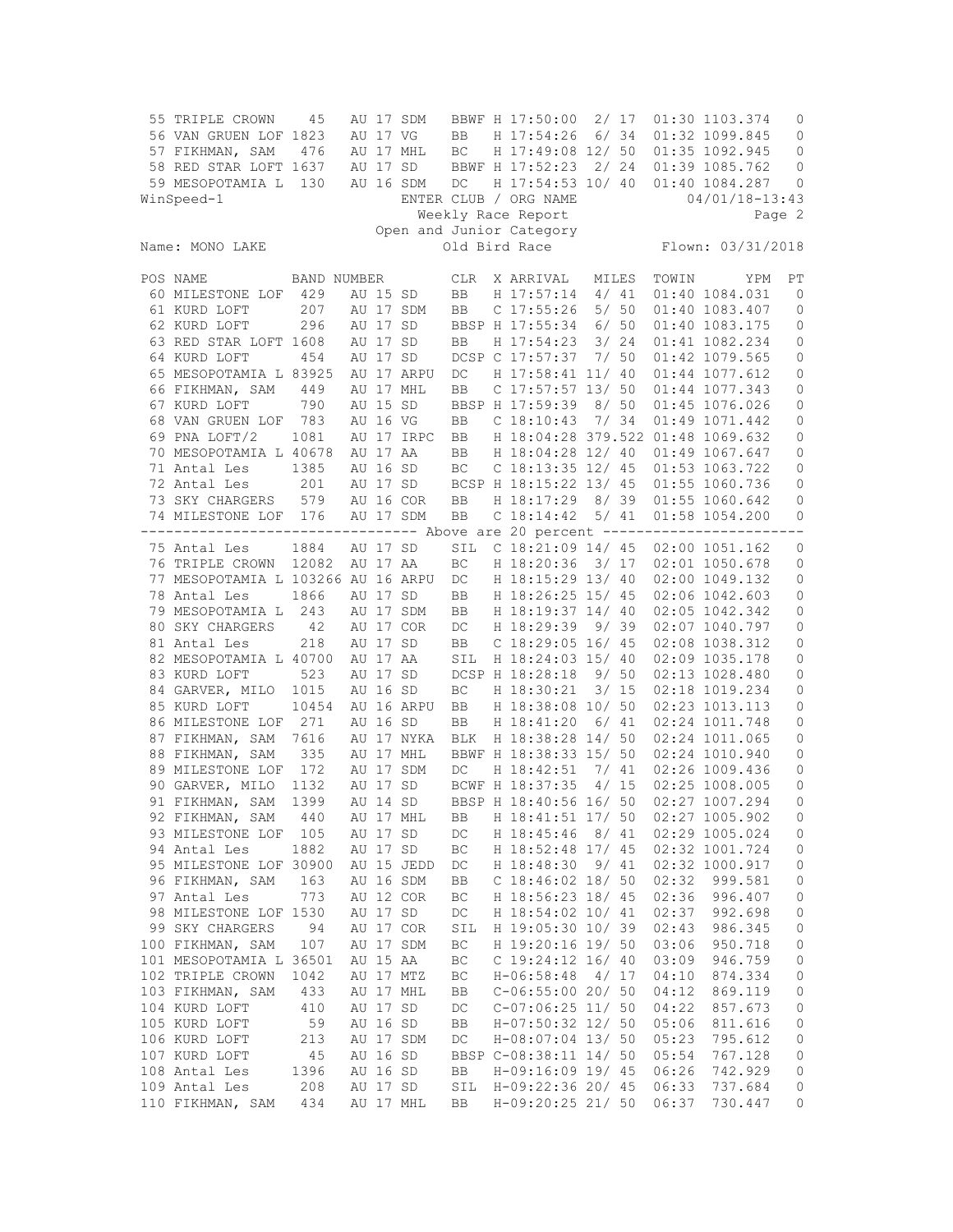| POS | NAME | BAND NUMBER | | | CLR | X | ARRIVAL | MILES | TOWIN | YPM | PT |
|---|---|---|---|---|---|---|---|---|---|---|---|
| 55 | TRIPLE CROWN | 45 | AU 17 | SDM | BBWF | H | 17:50:00 | 2/ 17 | 01:30 | 1103.374 | 0 |
| 56 | VAN GRUEN LOF | 1823 | AU 17 | VG | BB | H | 17:54:26 | 6/ 34 | 01:32 | 1099.845 | 0 |
| 57 | FIKHMAN, SAM | 476 | AU 17 | MHL | BC | H | 17:49:08 | 12/ 50 | 01:35 | 1092.945 | 0 |
| 58 | RED STAR LOFT | 1637 | AU 17 | SD | BBWF | H | 17:52:23 | 2/ 24 | 01:39 | 1085.762 | 0 |
| 59 | MESOPOTAMIA L | 130 | AU 16 | SDM | DC | H | 17:54:53 | 10/ 40 | 01:40 | 1084.287 | 0 |

WinSpeed-1 ENTER CLUB / ORG NAME 04/01/18-13:43

Weekly Race Report

Open and Junior Category

Name: MONO LAKE Old Bird Race Flown: 03/31/2018

| POS | NAME | BAND NUMBER | | | CLR | X | ARRIVAL | MILES | TOWIN | YPM | PT |
|---|---|---|---|---|---|---|---|---|---|---|---|
| 60 | MILESTONE LOF | 429 | AU 15 | SD | BB | H | 17:57:14 | 4/ 41 | 01:40 | 1084.031 | 0 |
| 61 | KURD LOFT | 207 | AU 17 | SDM | BB | C | 17:55:26 | 5/ 50 | 01:40 | 1083.407 | 0 |
| 62 | KURD LOFT | 296 | AU 17 | SD | BBSP | H | 17:55:34 | 6/ 50 | 01:40 | 1083.175 | 0 |
| 63 | RED STAR LOFT | 1608 | AU 17 | SD | BB | H | 17:54:23 | 3/ 24 | 01:41 | 1082.234 | 0 |
| 64 | KURD LOFT | 454 | AU 17 | SD | DCSP | C | 17:57:37 | 7/ 50 | 01:42 | 1079.565 | 0 |
| 65 | MESOPOTAMIA L | 83925 | AU 17 | ARPU | DC | H | 17:58:41 | 11/ 40 | 01:44 | 1077.612 | 0 |
| 66 | FIKHMAN, SAM | 449 | AU 17 | MHL | BB | C | 17:57:57 | 13/ 50 | 01:44 | 1077.343 | 0 |
| 67 | KURD LOFT | 790 | AU 15 | SD | BBSP | H | 17:59:39 | 8/ 50 | 01:45 | 1076.026 | 0 |
| 68 | VAN GRUEN LOF | 783 | AU 16 | VG | BB | C | 18:10:43 | 7/ 34 | 01:49 | 1071.442 | 0 |
| 69 | PNA LOFT/2 | 1081 | AU 17 | IRPC | BB | H | 18:04:28 | 379.522 | 01:48 | 1069.632 | 0 |
| 70 | MESOPOTAMIA L | 40678 | AU 17 | AA | BB | H | 18:04:28 | 12/ 40 | 01:49 | 1067.647 | 0 |
| 71 | Antal Les | 1385 | AU 16 | SD | BC | C | 18:13:35 | 12/ 45 | 01:53 | 1063.722 | 0 |
| 72 | Antal Les | 201 | AU 17 | SD | BCSP | H | 18:15:22 | 13/ 45 | 01:55 | 1060.736 | 0 |
| 73 | SKY CHARGERS | 579 | AU 16 | COR | BB | H | 18:17:29 | 8/ 39 | 01:55 | 1060.642 | 0 |
| 74 | MILESTONE LOF | 176 | AU 17 | SDM | BB | C | 18:14:42 | 5/ 41 | 01:58 | 1054.200 | 0 |

---------------------------------- Above are 20 percent ----------------------------------

| POS | NAME | BAND NUMBER | | | CLR | X | ARRIVAL | MILES | TOWIN | YPM | PT |
|---|---|---|---|---|---|---|---|---|---|---|---|
| 75 | Antal Les | 1884 | AU 17 | SD | SIL | C | 18:21:09 | 14/ 45 | 02:00 | 1051.162 | 0 |
| 76 | TRIPLE CROWN | 12082 | AU 17 | AA | BC | H | 18:20:36 | 3/ 17 | 02:01 | 1050.678 | 0 |
| 77 | MESOPOTAMIA L | 103266 | AU 16 | ARPU | DC | H | 18:15:29 | 13/ 40 | 02:00 | 1049.132 | 0 |
| 78 | Antal Les | 1866 | AU 17 | SD | BB | H | 18:26:25 | 15/ 45 | 02:06 | 1042.603 | 0 |
| 79 | MESOPOTAMIA L | 243 | AU 17 | SDM | BB | H | 18:19:37 | 14/ 40 | 02:05 | 1042.342 | 0 |
| 80 | SKY CHARGERS | 42 | AU 17 | COR | DC | H | 18:29:39 | 9/ 39 | 02:07 | 1040.797 | 0 |
| 81 | Antal Les | 218 | AU 17 | SD | BB | C | 18:29:05 | 16/ 45 | 02:08 | 1038.312 | 0 |
| 82 | MESOPOTAMIA L | 40700 | AU 17 | AA | SIL | H | 18:24:03 | 15/ 40 | 02:09 | 1035.178 | 0 |
| 83 | KURD LOFT | 523 | AU 17 | SD | DCSP | H | 18:28:18 | 9/ 50 | 02:13 | 1028.480 | 0 |
| 84 | GARVER, MILO | 1015 | AU 16 | SD | BC | H | 18:30:21 | 3/ 15 | 02:18 | 1019.234 | 0 |
| 85 | KURD LOFT | 10454 | AU 16 | ARPU | BB | H | 18:38:08 | 10/ 50 | 02:23 | 1013.113 | 0 |
| 86 | MILESTONE LOF | 271 | AU 16 | SD | BB | H | 18:41:20 | 6/ 41 | 02:24 | 1011.748 | 0 |
| 87 | FIKHMAN, SAM | 7616 | AU 17 | NYKA | BLK | H | 18:38:28 | 14/ 50 | 02:24 | 1011.065 | 0 |
| 88 | FIKHMAN, SAM | 335 | AU 17 | MHL | BBWF | H | 18:38:33 | 15/ 50 | 02:24 | 1010.940 | 0 |
| 89 | MILESTONE LOF | 172 | AU 17 | SDM | DC | H | 18:42:51 | 7/ 41 | 02:26 | 1009.436 | 0 |
| 90 | GARVER, MILO | 1132 | AU 17 | SD | BCWF | H | 18:37:35 | 4/ 15 | 02:25 | 1008.005 | 0 |
| 91 | FIKHMAN, SAM | 1399 | AU 14 | SD | BBSP | H | 18:40:56 | 16/ 50 | 02:27 | 1007.294 | 0 |
| 92 | FIKHMAN, SAM | 440 | AU 17 | MHL | BB | H | 18:41:51 | 17/ 50 | 02:27 | 1005.902 | 0 |
| 93 | MILESTONE LOF | 105 | AU 17 | SD | DC | H | 18:45:46 | 8/ 41 | 02:29 | 1005.024 | 0 |
| 94 | Antal Les | 1882 | AU 17 | SD | BC | H | 18:52:48 | 17/ 45 | 02:32 | 1001.724 | 0 |
| 95 | MILESTONE LOF | 30900 | AU 15 | JEDD | DC | H | 18:48:30 | 9/ 41 | 02:32 | 1000.917 | 0 |
| 96 | FIKHMAN, SAM | 163 | AU 16 | SDM | BB | C | 18:46:02 | 18/ 50 | 02:32 | 999.581 | 0 |
| 97 | Antal Les | 773 | AU 12 | COR | BC | H | 18:56:23 | 18/ 45 | 02:36 | 996.407 | 0 |
| 98 | MILESTONE LOF | 1530 | AU 17 | SD | DC | H | 18:54:02 | 10/ 41 | 02:37 | 992.698 | 0 |
| 99 | SKY CHARGERS | 94 | AU 17 | COR | SIL | H | 19:05:30 | 10/ 39 | 02:43 | 986.345 | 0 |
| 100 | FIKHMAN, SAM | 107 | AU 17 | SDM | BC | H | 19:20:16 | 19/ 50 | 03:06 | 950.718 | 0 |
| 101 | MESOPOTAMIA L | 36501 | AU 15 | AA | BC | C | 19:24:12 | 16/ 40 | 03:09 | 946.759 | 0 |
| 102 | TRIPLE CROWN | 1042 | AU 17 | MTZ | BC | H- | 06:58:48 | 4/ 17 | 04:10 | 874.334 | 0 |
| 103 | FIKHMAN, SAM | 433 | AU 17 | MHL | BB | C- | 06:55:00 | 20/ 50 | 04:12 | 869.119 | 0 |
| 104 | KURD LOFT | 410 | AU 17 | SD | DC | C- | 07:06:25 | 11/ 50 | 04:22 | 857.673 | 0 |
| 105 | KURD LOFT | 59 | AU 16 | SD | BB | H- | 07:50:32 | 12/ 50 | 05:06 | 811.616 | 0 |
| 106 | KURD LOFT | 213 | AU 17 | SDM | DC | H- | 08:07:04 | 13/ 50 | 05:23 | 795.612 | 0 |
| 107 | KURD LOFT | 45 | AU 16 | SD | BBSP | C- | 08:38:11 | 14/ 50 | 05:54 | 767.128 | 0 |
| 108 | Antal Les | 1396 | AU 16 | SD | BB | H- | 09:16:09 | 19/ 45 | 06:26 | 742.929 | 0 |
| 109 | Antal Les | 208 | AU 17 | SD | SIL | H- | 09:22:36 | 20/ 45 | 06:33 | 737.684 | 0 |
| 110 | FIKHMAN, SAM | 434 | AU 17 | MHL | BB | H- | 09:20:25 | 21/ 50 | 06:37 | 730.447 | 0 |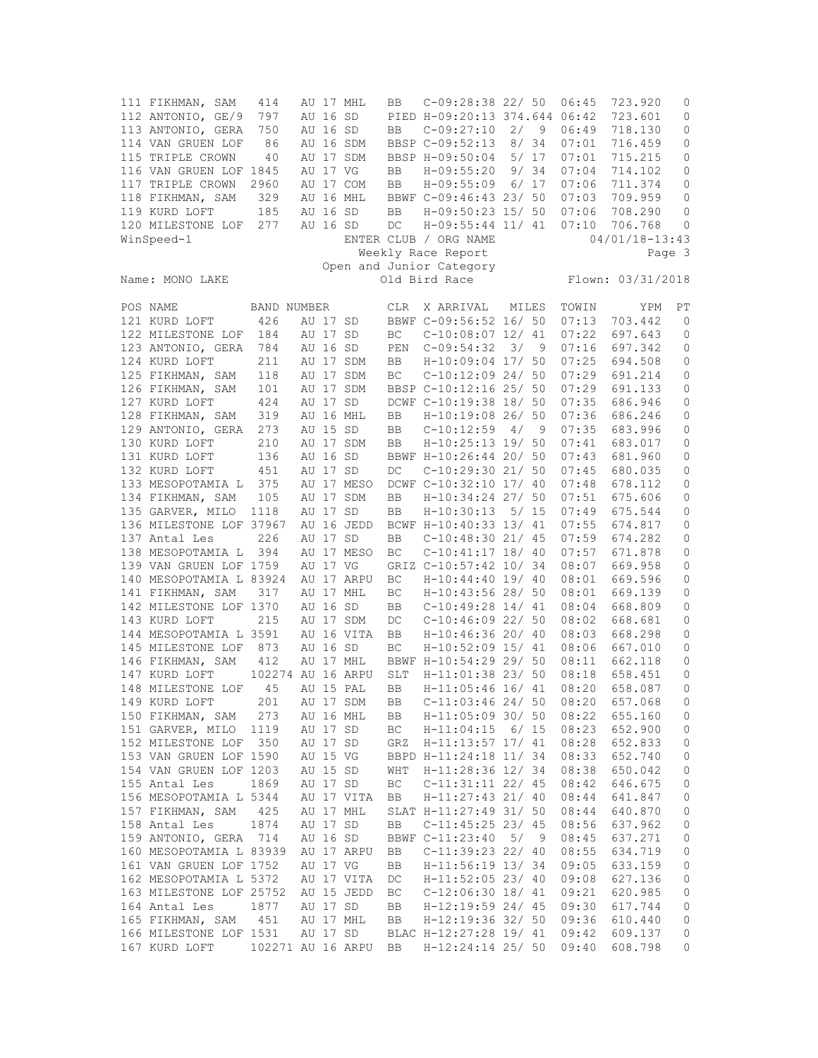| POS | NAME | BAND NUMBER | CLR | X ARRIVAL | MILES | TOWIN | YPM | PT |
|---|---|---|---|---|---|---|---|---|
| 111 | FIKHMAN, SAM | 414 AU 17 MHL | BB | C-09:28:38 22/ 50 | | 06:45 | 723.920 | 0 |
| 112 | ANTONIO, GE/9 | 797 AU 16 SD | PIED | H-09:20:13 374.644 | | 06:42 | 723.601 | 0 |
| 113 | ANTONIO, GERA | 750 AU 16 SD | BB | C-09:27:10 2/ 9 | | 06:49 | 718.130 | 0 |
| 114 | VAN GRUEN LOF | 86 AU 16 SDM | BBSP | C-09:52:13 8/ 34 | | 07:01 | 716.459 | 0 |
| 115 | TRIPLE CROWN | 40 AU 17 SDM | BBSP | H-09:50:04 5/ 17 | | 07:01 | 715.215 | 0 |
| 116 | VAN GRUEN LOF | 1845 AU 17 VG | BB | H-09:55:20 9/ 34 | | 07:04 | 714.102 | 0 |
| 117 | TRIPLE CROWN | 2960 AU 17 COM | BB | H-09:55:09 6/ 17 | | 07:06 | 711.374 | 0 |
| 118 | FIKHMAN, SAM | 329 AU 16 MHL | BBWF | C-09:46:43 23/ 50 | | 07:03 | 709.959 | 0 |
| 119 | KURD LOFT | 185 AU 16 SD | BB | H-09:50:23 15/ 50 | | 07:06 | 708.290 | 0 |
| 120 | MILESTONE LOF | 277 AU 16 SD | DC | H-09:55:44 11/ 41 | | 07:10 | 706.768 | 0 |

WinSpeed-1 ENTER CLUB / ORG NAME 04/01/18-13:43

Weekly Race Report

Open and Junior Category

Name: MONO LAKE Old Bird Race Flown: 03/31/2018

| POS | NAME | BAND NUMBER | CLR | X ARRIVAL | MILES | TOWIN | YPM | PT |
|---|---|---|---|---|---|---|---|---|
| 121 | KURD LOFT | 426 AU 17 SD | BBWF | C-09:56:52 16/ 50 | | 07:13 | 703.442 | 0 |
| 122 | MILESTONE LOF | 184 AU 17 SD | BC | C-10:08:07 12/ 41 | | 07:22 | 697.643 | 0 |
| 123 | ANTONIO, GERA | 784 AU 16 SD | PEN | C-09:54:32 3/ 9 | | 07:16 | 697.342 | 0 |
| 124 | KURD LOFT | 211 AU 17 SDM | BB | H-10:09:04 17/ 50 | | 07:25 | 694.508 | 0 |
| 125 | FIKHMAN, SAM | 118 AU 17 SDM | BC | C-10:12:09 24/ 50 | | 07:29 | 691.214 | 0 |
| 126 | FIKHMAN, SAM | 101 AU 17 SDM | BBSP | C-10:12:16 25/ 50 | | 07:29 | 691.133 | 0 |
| 127 | KURD LOFT | 424 AU 17 SD | DCWF | C-10:19:38 18/ 50 | | 07:35 | 686.946 | 0 |
| 128 | FIKHMAN, SAM | 319 AU 16 MHL | BB | H-10:19:08 26/ 50 | | 07:36 | 686.246 | 0 |
| 129 | ANTONIO, GERA | 273 AU 15 SD | BB | C-10:12:59 4/ 9 | | 07:35 | 683.996 | 0 |
| 130 | KURD LOFT | 210 AU 17 SDM | BB | H-10:25:13 19/ 50 | | 07:41 | 683.017 | 0 |
| 131 | KURD LOFT | 136 AU 16 SD | BBWF | H-10:26:44 20/ 50 | | 07:43 | 681.960 | 0 |
| 132 | KURD LOFT | 451 AU 17 SD | DC | C-10:29:30 21/ 50 | | 07:45 | 680.035 | 0 |
| 133 | MESOPOTAMIA L | 375 AU 17 MESO | DCWF | C-10:32:10 17/ 40 | | 07:48 | 678.112 | 0 |
| 134 | FIKHMAN, SAM | 105 AU 17 SDM | BB | H-10:34:24 27/ 50 | | 07:51 | 675.606 | 0 |
| 135 | GARVER, MILO | 1118 AU 17 SD | BB | H-10:30:13 5/ 15 | | 07:49 | 675.544 | 0 |
| 136 | MILESTONE LOF | 37967 AU 16 JEDD | BCWF | H-10:40:33 13/ 41 | | 07:55 | 674.817 | 0 |
| 137 | Antal Les | 226 AU 17 SD | BB | C-10:48:30 21/ 45 | | 07:59 | 674.282 | 0 |
| 138 | MESOPOTAMIA L | 394 AU 17 MESO | BC | C-10:41:17 18/ 40 | | 07:57 | 671.878 | 0 |
| 139 | VAN GRUEN LOF | 1759 AU 17 VG | GRIZ | C-10:57:42 10/ 34 | | 08:07 | 669.958 | 0 |
| 140 | MESOPOTAMIA L | 83924 AU 17 ARPU | BC | H-10:44:40 19/ 40 | | 08:01 | 669.596 | 0 |
| 141 | FIKHMAN, SAM | 317 AU 17 MHL | BC | H-10:43:56 28/ 50 | | 08:01 | 669.139 | 0 |
| 142 | MILESTONE LOF | 1370 AU 16 SD | BB | C-10:49:28 14/ 41 | | 08:04 | 668.809 | 0 |
| 143 | KURD LOFT | 215 AU 17 SDM | DC | C-10:46:09 22/ 50 | | 08:02 | 668.681 | 0 |
| 144 | MESOPOTAMIA L | 3591 AU 16 VITA | BB | H-10:46:36 20/ 40 | | 08:03 | 668.298 | 0 |
| 145 | MILESTONE LOF | 873 AU 16 SD | BC | H-10:52:09 15/ 41 | | 08:06 | 667.010 | 0 |
| 146 | FIKHMAN, SAM | 412 AU 17 MHL | BBWF | H-10:54:29 29/ 50 | | 08:11 | 662.118 | 0 |
| 147 | KURD LOFT | 102274 AU 16 ARPU | SLT | H-11:01:38 23/ 50 | | 08:18 | 658.451 | 0 |
| 148 | MILESTONE LOF | 45 AU 15 PAL | BB | H-11:05:46 16/ 41 | | 08:20 | 658.087 | 0 |
| 149 | KURD LOFT | 201 AU 17 SDM | BB | C-11:03:46 24/ 50 | | 08:20 | 657.068 | 0 |
| 150 | FIKHMAN, SAM | 273 AU 16 MHL | BB | H-11:05:09 30/ 50 | | 08:22 | 655.160 | 0 |
| 151 | GARVER, MILO | 1119 AU 17 SD | BC | H-11:04:15 6/ 15 | | 08:23 | 652.900 | 0 |
| 152 | MILESTONE LOF | 350 AU 17 SD | GRZ | H-11:13:57 17/ 41 | | 08:28 | 652.833 | 0 |
| 153 | VAN GRUEN LOF | 1590 AU 15 VG | BBPD | H-11:24:18 11/ 34 | | 08:33 | 652.740 | 0 |
| 154 | VAN GRUEN LOF | 1203 AU 15 SD | WHT | H-11:28:36 12/ 34 | | 08:38 | 650.042 | 0 |
| 155 | Antal Les | 1869 AU 17 SD | BC | C-11:31:11 22/ 45 | | 08:42 | 646.675 | 0 |
| 156 | MESOPOTAMIA L | 5344 AU 17 VITA | BB | H-11:27:43 21/ 40 | | 08:44 | 641.847 | 0 |
| 157 | FIKHMAN, SAM | 425 AU 17 MHL | SLAT | H-11:27:49 31/ 50 | | 08:44 | 640.870 | 0 |
| 158 | Antal Les | 1874 AU 17 SD | BB | C-11:45:25 23/ 45 | | 08:56 | 637.962 | 0 |
| 159 | ANTONIO, GERA | 714 AU 16 SD | BBWF | C-11:23:40 5/ 9 | | 08:45 | 637.271 | 0 |
| 160 | MESOPOTAMIA L | 83939 AU 17 ARPU | BB | C-11:39:23 22/ 40 | | 08:55 | 634.719 | 0 |
| 161 | VAN GRUEN LOF | 1752 AU 17 VG | BB | H-11:56:19 13/ 34 | | 09:05 | 633.159 | 0 |
| 162 | MESOPOTAMIA L | 5372 AU 17 VITA | DC | H-11:52:05 23/ 40 | | 09:08 | 627.136 | 0 |
| 163 | MILESTONE LOF | 25752 AU 15 JEDD | BC | C-12:06:30 18/ 41 | | 09:21 | 620.985 | 0 |
| 164 | Antal Les | 1877 AU 17 SD | BB | H-12:19:59 24/ 45 | | 09:30 | 617.744 | 0 |
| 165 | FIKHMAN, SAM | 451 AU 17 MHL | BB | H-12:19:36 32/ 50 | | 09:36 | 610.440 | 0 |
| 166 | MILESTONE LOF | 1531 AU 17 SD | BLAC | H-12:27:28 19/ 41 | | 09:42 | 609.137 | 0 |
| 167 | KURD LOFT | 102271 AU 16 ARPU | BB | H-12:24:14 25/ 50 | | 09:40 | 608.798 | 0 |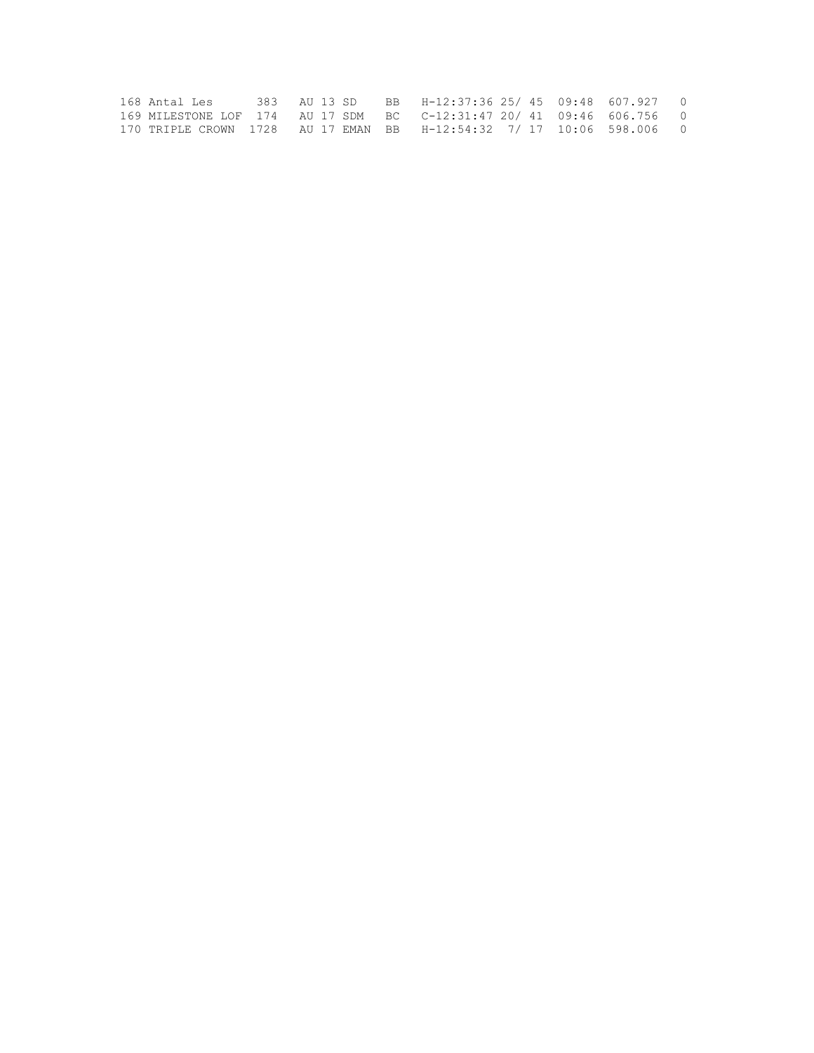| | | | | | | | | | | |
|---|---|---|---|---|---|---|---|---|---|---|
| 168 | Antal Les | 383 | AU 13 SD | BB | H-12:37:36 | 25/ | 45 | 09:48 | 607.927 | 0 |
| 169 | MILESTONE LOF | 174 | AU 17 SDM | BC | C-12:31:47 | 20/ | 41 | 09:46 | 606.756 | 0 |
| 170 | TRIPLE CROWN | 1728 | AU 17 EMAN | BB | H-12:54:32 | 7/ | 17 | 10:06 | 598.006 | 0 |